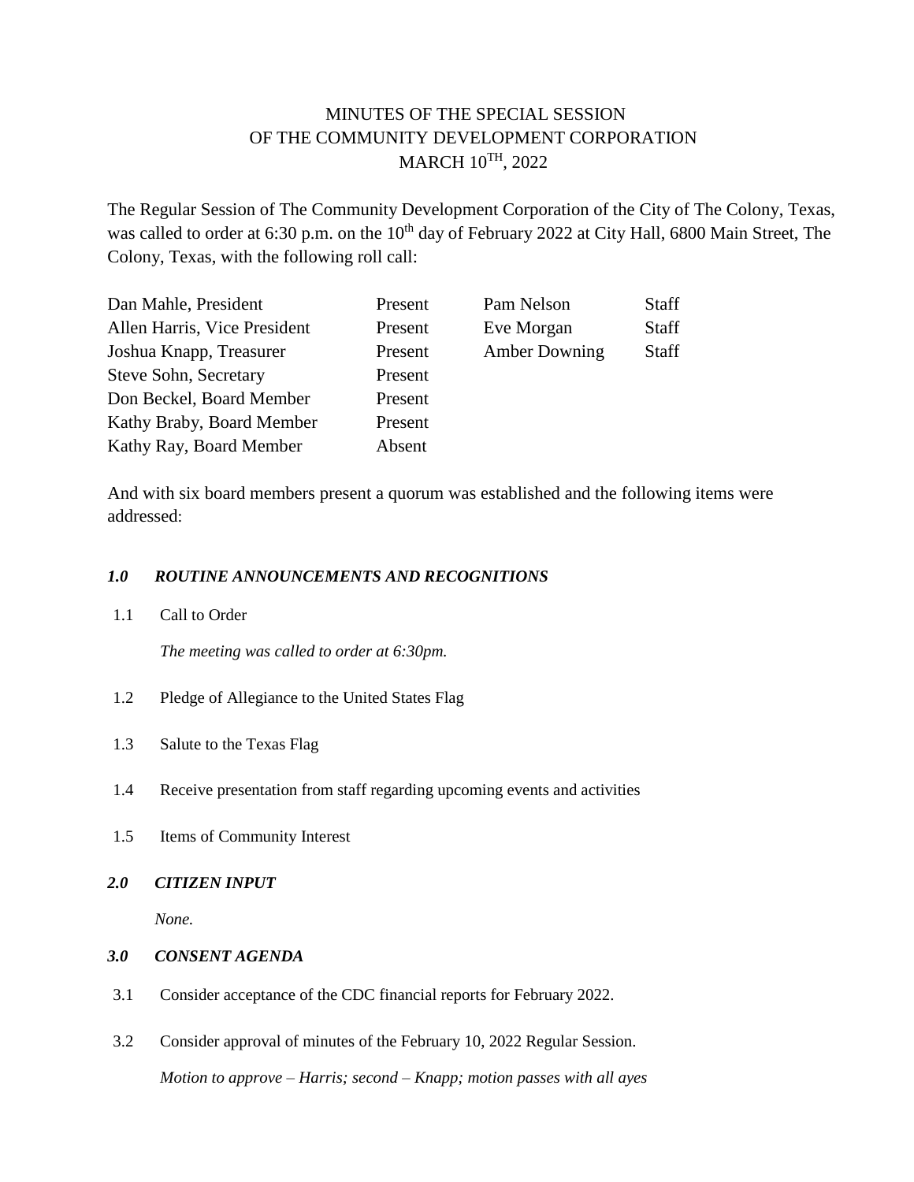# MINUTES OF THE SPECIAL SESSION OF THE COMMUNITY DEVELOPMENT CORPORATION MARCH 10TH, 2022

The Regular Session of The Community Development Corporation of the City of The Colony, Texas, was called to order at 6:30 p.m. on the 10th day of February 2022 at City Hall, 6800 Main Street, The Colony, Texas, with the following roll call:

| | | | |
|---|---|---|---|
| Dan Mahle, President | Present | Pam Nelson | Staff |
| Allen Harris, Vice President | Present | Eve Morgan | Staff |
| Joshua Knapp, Treasurer | Present | Amber Downing | Staff |
| Steve Sohn, Secretary | Present | | |
| Don Beckel, Board Member | Present | | |
| Kathy Braby, Board Member | Present | | |
| Kathy Ray, Board Member | Absent | | |

And with six board members present a quorum was established and the following items were addressed:

### *1.0 ROUTINE ANNOUNCEMENTS AND RECOGNITIONS*

1.1 Call to Order

*The meeting was called to order at 6:30pm.*

1.2 Pledge of Allegiance to the United States Flag

1.3 Salute to the Texas Flag

1.4 Receive presentation from staff regarding upcoming events and activities

1.5 Items of Community Interest

### *2.0 CITIZEN INPUT*

*None.*

### *3.0 CONSENT AGENDA*

3.1 Consider acceptance of the CDC financial reports for February 2022.

3.2 Consider approval of minutes of the February 10, 2022 Regular Session.

*Motion to approve – Harris; second – Knapp; motion passes with all ayes*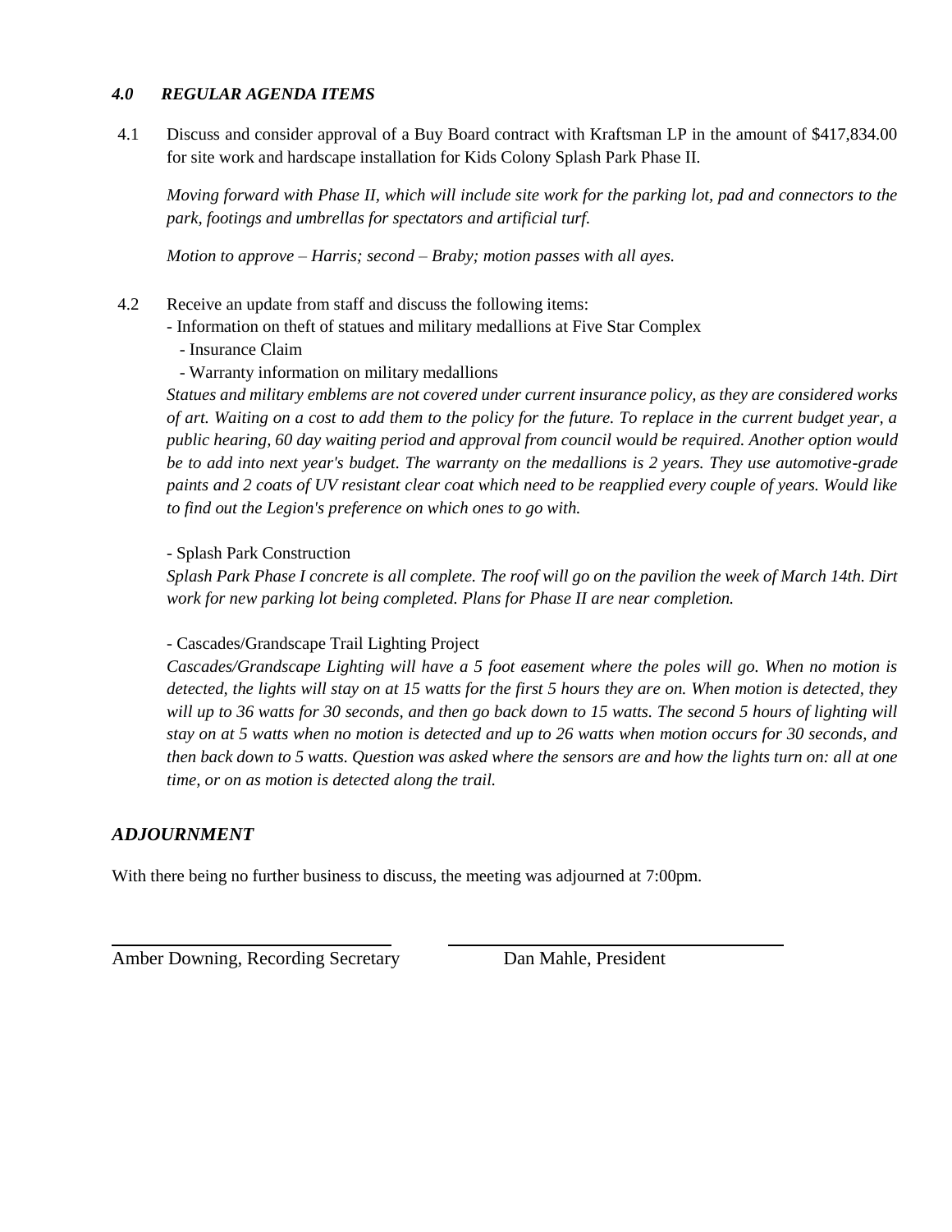### *4.0 REGULAR AGENDA ITEMS*

4.1 Discuss and consider approval of a Buy Board contract with Kraftsman LP in the amount of $417,834.00 for site work and hardscape installation for Kids Colony Splash Park Phase II.

*Moving forward with Phase II, which will include site work for the parking lot, pad and connectors to the park, footings and umbrellas for spectators and artificial turf.*

*Motion to approve – Harris; second – Braby; motion passes with all ayes.*

4.2 Receive an update from staff and discuss the following items:

- Information on theft of statues and military medallions at Five Star Complex
  - Insurance Claim
  - Warranty information on military medallions

*Statues and military emblems are not covered under current insurance policy, as they are considered works of art. Waiting on a cost to add them to the policy for the future. To replace in the current budget year, a public hearing, 60 day waiting period and approval from council would be required. Another option would be to add into next year's budget. The warranty on the medallions is 2 years. They use automotive-grade paints and 2 coats of UV resistant clear coat which need to be reapplied every couple of years. Would like to find out the Legion's preference on which ones to go with.*

- Splash Park Construction

*Splash Park Phase I concrete is all complete. The roof will go on the pavilion the week of March 14th. Dirt work for new parking lot being completed. Plans for Phase II are near completion.*

- Cascades/Grandscape Trail Lighting Project

*Cascades/Grandscape Lighting will have a 5 foot easement where the poles will go. When no motion is detected, the lights will stay on at 15 watts for the first 5 hours they are on. When motion is detected, they will up to 36 watts for 30 seconds, and then go back down to 15 watts. The second 5 hours of lighting will stay on at 5 watts when no motion is detected and up to 26 watts when motion occurs for 30 seconds, and then back down to 5 watts. Question was asked where the sensors are and how the lights turn on: all at one time, or on as motion is detected along the trail.*

## *ADJOURNMENT*

With there being no further business to discuss, the meeting was adjourned at 7:00pm.

Amber Downing, Recording Secretary

Dan Mahle, President